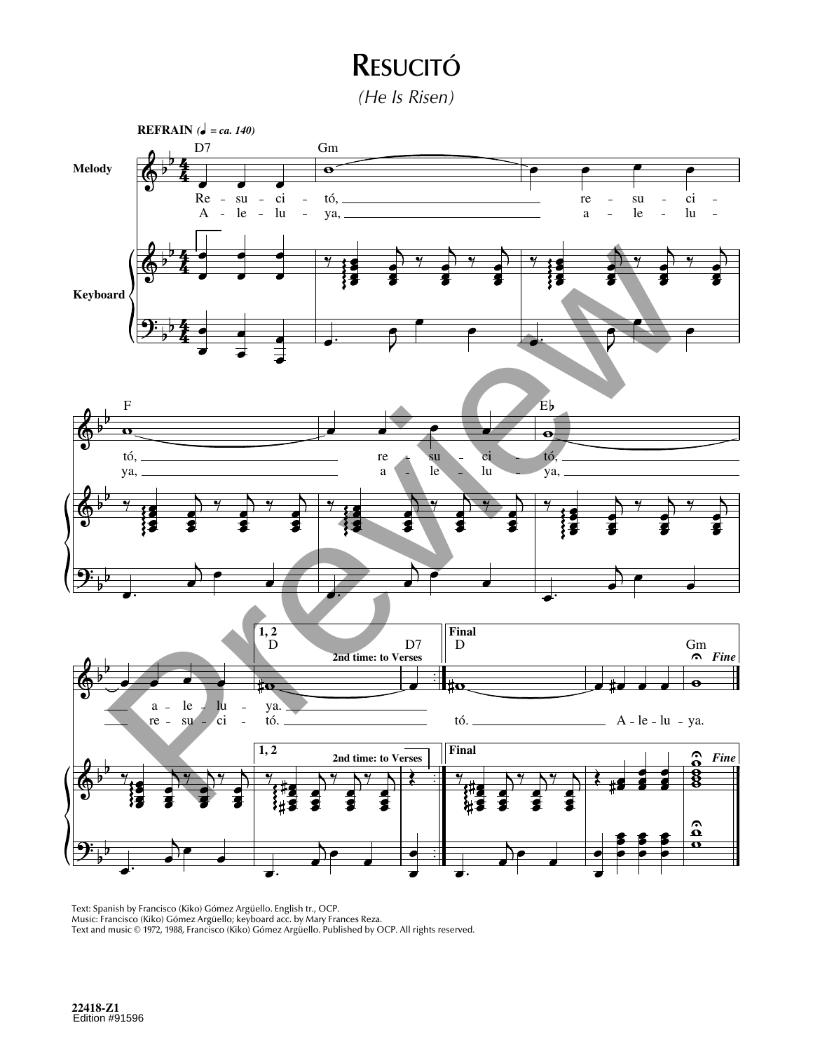# Resucitó

*(He Is Risen)*

**REFRAIN** (♩ = ca. 140)

Melody

Keyboard

D7 Gm

Re - su - ci - tó, re - su - ci -
A - le - lu - ya, a - le - lu -

F Eb

tó, re - su - ci - tó,
ya, a - le - lu - ya,

1, 2 D D7 Final D Gm

2nd time: to Verses

*Fine*

a - le - lu - ya. tó. A - le - lu - ya.
re - su - ci - tó.

Text: Spanish by Francisco (Kiko) Gómez Argüello. English tr., OCP.
Music: Francisco (Kiko) Gómez Argüello; keyboard acc. by Mary Frances Reza.
Text and music © 1972, 1988, Francisco (Kiko) Gómez Argüello. Published by OCP. All rights reserved.

22418-Z1
Edition #91596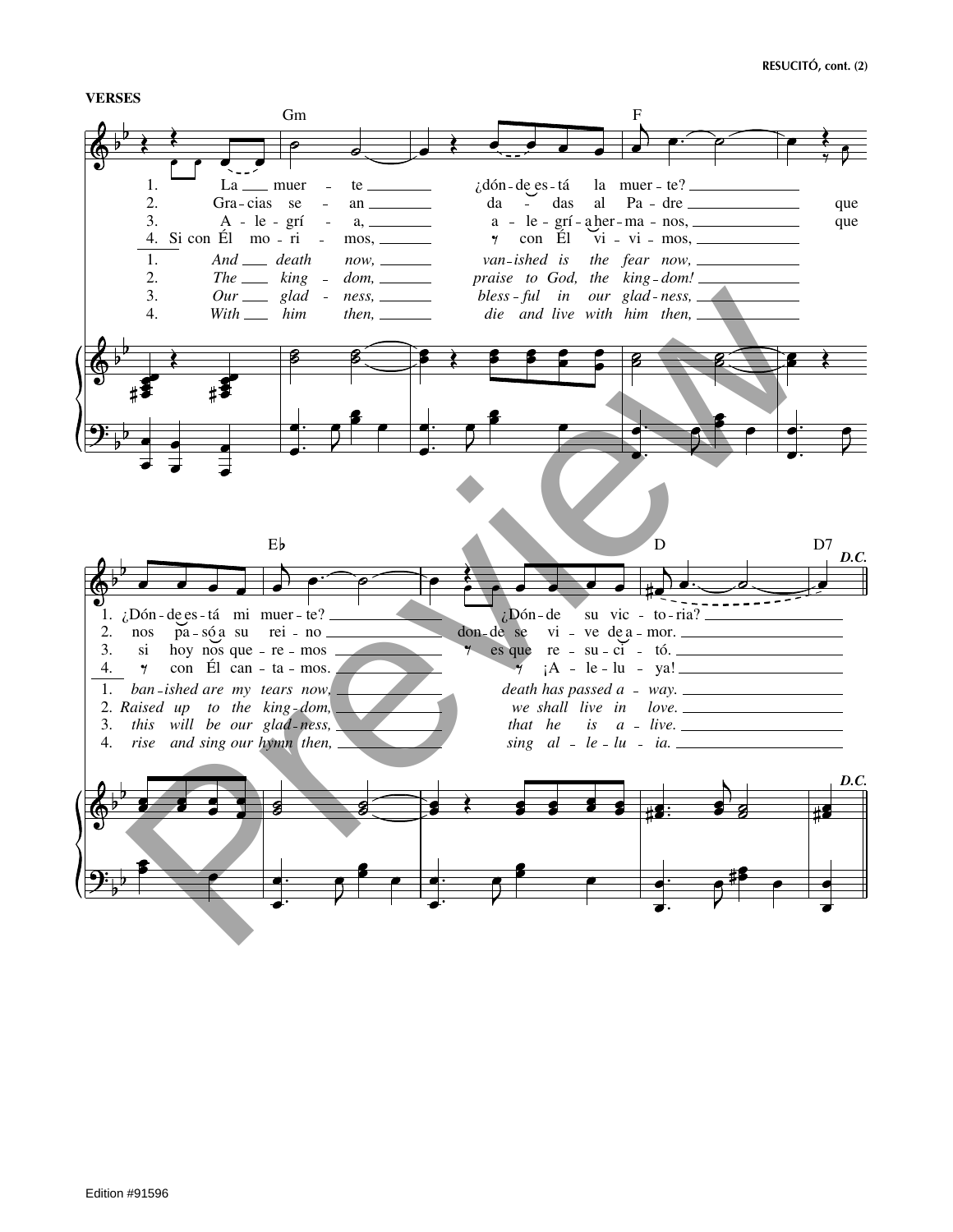**VERSES**

Gm — F — E♭ — D — D7 — *D.C.*

1. La muerte ¿dónde está la muerte? ¿Dónde está mi muerte? ¿Dónde su victoria?
2. Gracias sean dadas al Padre que nos pasó a su reino donde se vive de amor.
3. Alegría, alegría hermanos, que si hoy nos queremos es que resucitó.
4. Si con Él morimos, con Él vivimos, con Él cantamos. ¡Aleluya!

1. *And death now, vanished is the fear now, banished are my tears now, death has passed away.*
2. *The kingdom, praise to God, the kingdom! Raised up to the kingdom, we shall live in love.*
3. *Our gladness, blessful in our gladness, this will be our gladness, that he is alive.*
4. *With him then, die and live with him then, rise and sing our hymn then, sing alleluia.*